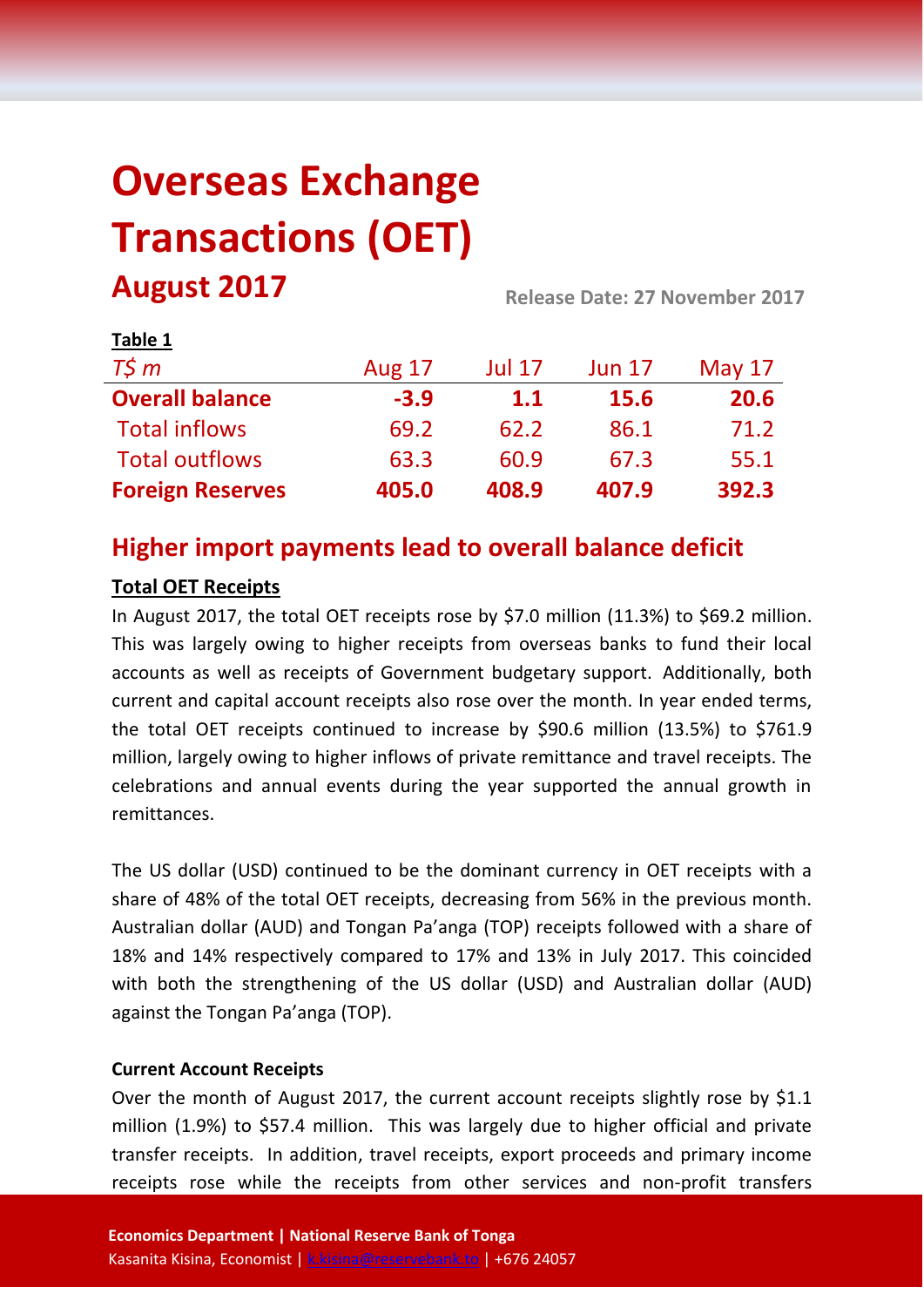# Overseas Exchange Transactions (OET)

## August 2017

**Release Date: 27 November 2017**

**Table 1**

| *T$ m* | Aug 17 | Jul 17 | Jun 17 | May 17 |
|---|---|---|---|---|
| **Overall balance** | **-3.9** | **1.1** | **15.6** | **20.6** |
| Total inflows | 69.2 | 62.2 | 86.1 | 71.2 |
| Total outflows | 63.3 | 60.9 | 67.3 | 55.1 |
| **Foreign Reserves** | **405.0** | **408.9** | **407.9** | **392.3** |

## Higher import payments lead to overall balance deficit

**Total OET Receipts**

In August 2017, the total OET receipts rose by $7.0 million (11.3%) to $69.2 million. This was largely owing to higher receipts from overseas banks to fund their local accounts as well as receipts of Government budgetary support. Additionally, both current and capital account receipts also rose over the month. In year ended terms, the total OET receipts continued to increase by $90.6 million (13.5%) to $761.9 million, largely owing to higher inflows of private remittance and travel receipts. The celebrations and annual events during the year supported the annual growth in remittances.

The US dollar (USD) continued to be the dominant currency in OET receipts with a share of 48% of the total OET receipts, decreasing from 56% in the previous month. Australian dollar (AUD) and Tongan Pa'anga (TOP) receipts followed with a share of 18% and 14% respectively compared to 17% and 13% in July 2017. This coincided with both the strengthening of the US dollar (USD) and Australian dollar (AUD) against the Tongan Pa'anga (TOP).

**Current Account Receipts**

Over the month of August 2017, the current account receipts slightly rose by $1.1 million (1.9%) to $57.4 million. This was largely due to higher official and private transfer receipts. In addition, travel receipts, export proceeds and primary income receipts rose while the receipts from other services and non-profit transfers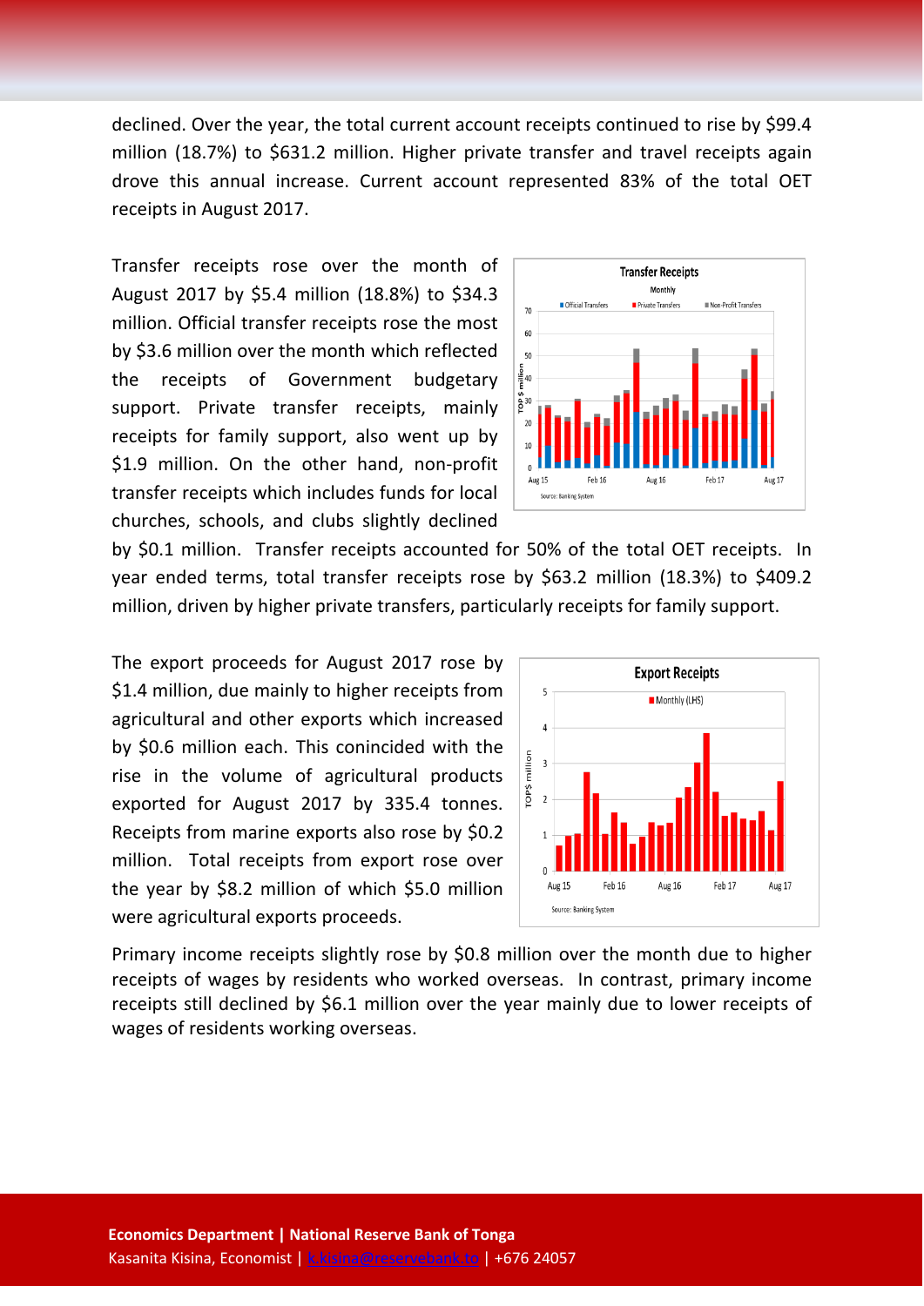declined. Over the year, the total current account receipts continued to rise by $99.4 million (18.7%) to $631.2 million. Higher private transfer and travel receipts again drove this annual increase. Current account represented 83% of the total OET receipts in August 2017.

Transfer receipts rose over the month of August 2017 by $5.4 million (18.8%) to $34.3 million. Official transfer receipts rose the most by $3.6 million over the month which reflected the receipts of Government budgetary support. Private transfer receipts, mainly receipts for family support, also went up by $1.9 million. On the other hand, non-profit transfer receipts which includes funds for local churches, schools, and clubs slightly declined by $0.1 million. Transfer receipts accounted for 50% of the total OET receipts. In year ended terms, total transfer receipts rose by $63.2 million (18.3%) to $409.2 million, driven by higher private transfers, particularly receipts for family support.

The export proceeds for August 2017 rose by $1.4 million, due mainly to higher receipts from agricultural and other exports which increased by $0.6 million each. This conincided with the rise in the volume of agricultural products exported for August 2017 by 335.4 tonnes. Receipts from marine exports also rose by $0.2 million. Total receipts from export rose over the year by $8.2 million of which $5.0 million were agricultural exports proceeds.

Primary income receipts slightly rose by $0.8 million over the month due to higher receipts of wages by residents who worked overseas. In contrast, primary income receipts still declined by $6.1 million over the year mainly due to lower receipts of wages of residents working overseas.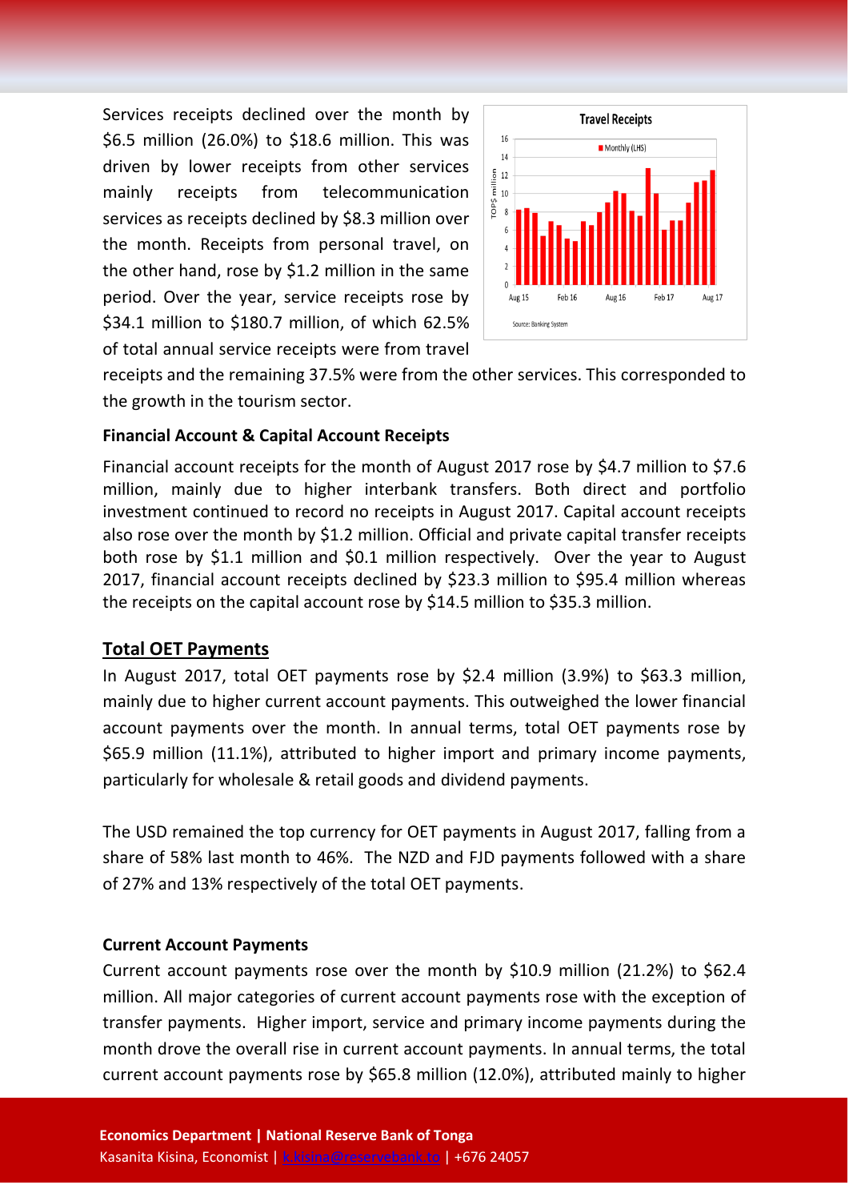Services receipts declined over the month by $6.5 million (26.0%) to $18.6 million. This was driven by lower receipts from other services mainly receipts from telecommunication services as receipts declined by $8.3 million over the month. Receipts from personal travel, on the other hand, rose by $1.2 million in the same period. Over the year, service receipts rose by $34.1 million to $180.7 million, of which 62.5% of total annual service receipts were from travel receipts and the remaining 37.5% were from the other services. This corresponded to the growth in the tourism sector.

### Financial Account & Capital Account Receipts

Financial account receipts for the month of August 2017 rose by $4.7 million to $7.6 million, mainly due to higher interbank transfers. Both direct and portfolio investment continued to record no receipts in August 2017. Capital account receipts also rose over the month by $1.2 million. Official and private capital transfer receipts both rose by $1.1 million and $0.1 million respectively. Over the year to August 2017, financial account receipts declined by $23.3 million to $95.4 million whereas the receipts on the capital account rose by $14.5 million to $35.3 million.

## Total OET Payments

In August 2017, total OET payments rose by $2.4 million (3.9%) to $63.3 million, mainly due to higher current account payments. This outweighed the lower financial account payments over the month. In annual terms, total OET payments rose by $65.9 million (11.1%), attributed to higher import and primary income payments, particularly for wholesale & retail goods and dividend payments.

The USD remained the top currency for OET payments in August 2017, falling from a share of 58% last month to 46%. The NZD and FJD payments followed with a share of 27% and 13% respectively of the total OET payments.

### Current Account Payments

Current account payments rose over the month by $10.9 million (21.2%) to $62.4 million. All major categories of current account payments rose with the exception of transfer payments. Higher import, service and primary income payments during the month drove the overall rise in current account payments. In annual terms, the total current account payments rose by $65.8 million (12.0%), attributed mainly to higher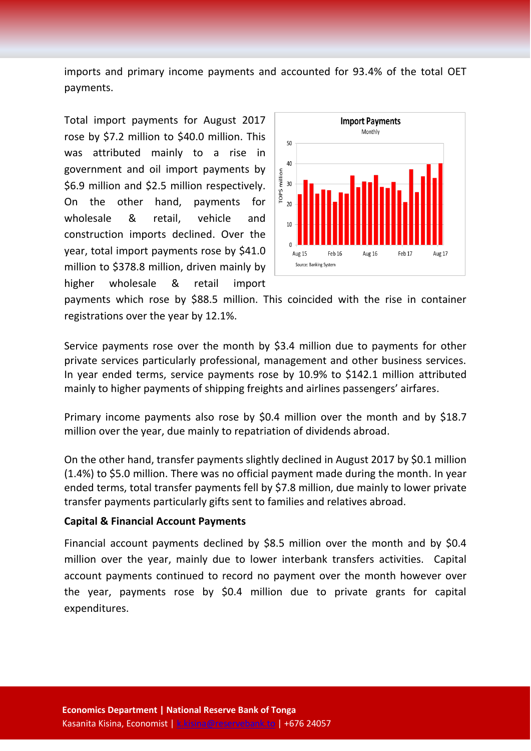imports and primary income payments and accounted for 93.4% of the total OET payments.

Total import payments for August 2017 rose by $7.2 million to $40.0 million. This was attributed mainly to a rise in government and oil import payments by $6.9 million and $2.5 million respectively. On the other hand, payments for wholesale & retail, vehicle and construction imports declined. Over the year, total import payments rose by $41.0 million to $378.8 million, driven mainly by higher wholesale & retail import payments which rose by $88.5 million. This coincided with the rise in container registrations over the year by 12.1%.

Service payments rose over the month by $3.4 million due to payments for other private services particularly professional, management and other business services. In year ended terms, service payments rose by 10.9% to $142.1 million attributed mainly to higher payments of shipping freights and airlines passengers' airfares.

Primary income payments also rose by $0.4 million over the month and by $18.7 million over the year, due mainly to repatriation of dividends abroad.

On the other hand, transfer payments slightly declined in August 2017 by $0.1 million (1.4%) to $5.0 million. There was no official payment made during the month. In year ended terms, total transfer payments fell by $7.8 million, due mainly to lower private transfer payments particularly gifts sent to families and relatives abroad.

**Capital & Financial Account Payments**

Financial account payments declined by $8.5 million over the month and by $0.4 million over the year, mainly due to lower interbank transfers activities. Capital account payments continued to record no payment over the month however over the year, payments rose by $0.4 million due to private grants for capital expenditures.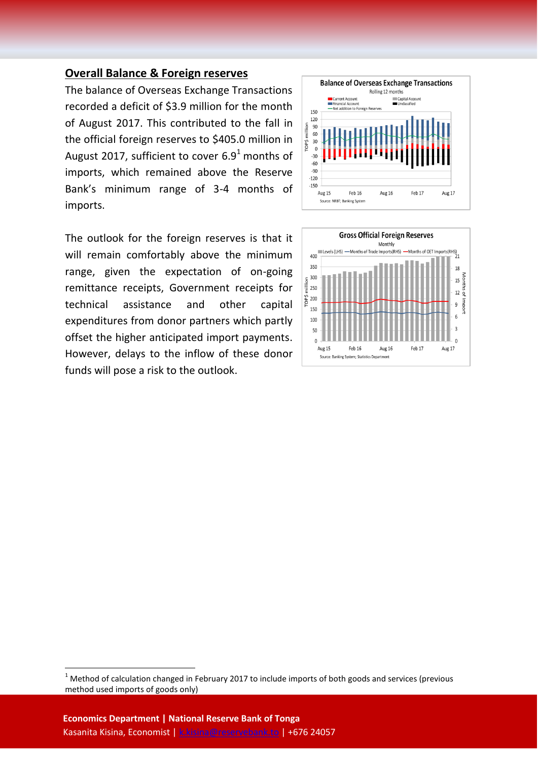## Overall Balance & Foreign reserves

The balance of Overseas Exchange Transactions recorded a deficit of $3.9 million for the month of August 2017. This contributed to the fall in the official foreign reserves to $405.0 million in August 2017, sufficient to cover 6.9[1] months of imports, which remained above the Reserve Bank's minimum range of 3-4 months of imports.

The outlook for the foreign reserves is that it will remain comfortably above the minimum range, given the expectation of on-going remittance receipts, Government receipts for technical assistance and other capital expenditures from donor partners which partly offset the higher anticipated import payments. However, delays to the inflow of these donor funds will pose a risk to the outlook.

[1] Method of calculation changed in February 2017 to include imports of both goods and services (previous method used imports of goods only)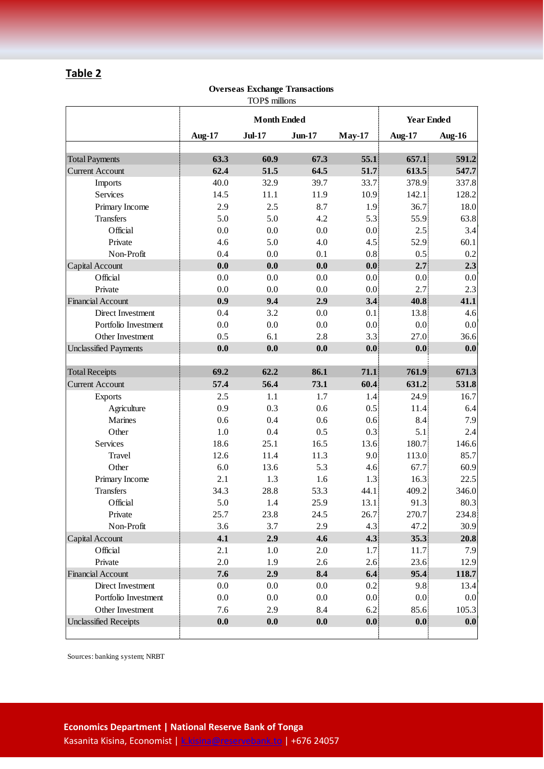## Table 2

**Overseas Exchange Transactions**
TOP$ millions

| | Month Ended | | | | Year Ended | |
|---|---|---|---|---|---|---|
| | **Aug-17** | **Jul-17** | **Jun-17** | **May-17** | **Aug-17** | **Aug-16** |
| Total Payments | **63.3** | **60.9** | **67.3** | **55.1** | **657.1** | **591.2** |
| Current Account | **62.4** | **51.5** | **64.5** | **51.7** | **613.5** | **547.7** |
| Imports | 40.0 | 32.9 | 39.7 | 33.7 | 378.9 | 337.8 |
| Services | 14.5 | 11.1 | 11.9 | 10.9 | 142.1 | 128.2 |
| Primary Income | 2.9 | 2.5 | 8.7 | 1.9 | 36.7 | 18.0 |
| Transfers | 5.0 | 5.0 | 4.2 | 5.3 | 55.9 | 63.8 |
| Official | 0.0 | 0.0 | 0.0 | 0.0 | 2.5 | 3.4 |
| Private | 4.6 | 5.0 | 4.0 | 4.5 | 52.9 | 60.1 |
| Non-Profit | 0.4 | 0.0 | 0.1 | 0.8 | 0.5 | 0.2 |
| Capital Account | **0.0** | **0.0** | **0.0** | **0.0** | **2.7** | **2.3** |
| Official | 0.0 | 0.0 | 0.0 | 0.0 | 0.0 | 0.0 |
| Private | 0.0 | 0.0 | 0.0 | 0.0 | 2.7 | 2.3 |
| Financial Account | **0.9** | **9.4** | **2.9** | **3.4** | **40.8** | **41.1** |
| Direct Investment | 0.4 | 3.2 | 0.0 | 0.1 | 13.8 | 4.6 |
| Portfolio Investment | 0.0 | 0.0 | 0.0 | 0.0 | 0.0 | 0.0 |
| Other Investment | 0.5 | 6.1 | 2.8 | 3.3 | 27.0 | 36.6 |
| Unclassified Payments | **0.0** | **0.0** | **0.0** | **0.0** | **0.0** | **0.0** |
| Total Receipts | **69.2** | **62.2** | **86.1** | **71.1** | **761.9** | **671.3** |
| Current Account | **57.4** | **56.4** | **73.1** | **60.4** | **631.2** | **531.8** |
| Exports | 2.5 | 1.1 | 1.7 | 1.4 | 24.9 | 16.7 |
| Agriculture | 0.9 | 0.3 | 0.6 | 0.5 | 11.4 | 6.4 |
| Marines | 0.6 | 0.4 | 0.6 | 0.6 | 8.4 | 7.9 |
| Other | 1.0 | 0.4 | 0.5 | 0.3 | 5.1 | 2.4 |
| Services | 18.6 | 25.1 | 16.5 | 13.6 | 180.7 | 146.6 |
| Travel | 12.6 | 11.4 | 11.3 | 9.0 | 113.0 | 85.7 |
| Other | 6.0 | 13.6 | 5.3 | 4.6 | 67.7 | 60.9 |
| Primary Income | 2.1 | 1.3 | 1.6 | 1.3 | 16.3 | 22.5 |
| Transfers | 34.3 | 28.8 | 53.3 | 44.1 | 409.2 | 346.0 |
| Official | 5.0 | 1.4 | 25.9 | 13.1 | 91.3 | 80.3 |
| Private | 25.7 | 23.8 | 24.5 | 26.7 | 270.7 | 234.8 |
| Non-Profit | 3.6 | 3.7 | 2.9 | 4.3 | 47.2 | 30.9 |
| Capital Account | **4.1** | **2.9** | **4.6** | **4.3** | **35.3** | **20.8** |
| Official | 2.1 | 1.0 | 2.0 | 1.7 | 11.7 | 7.9 |
| Private | 2.0 | 1.9 | 2.6 | 2.6 | 23.6 | 12.9 |
| Financial Account | **7.6** | **2.9** | **8.4** | **6.4** | **95.4** | **118.7** |
| Direct Investment | 0.0 | 0.0 | 0.0 | 0.2 | 9.8 | 13.4 |
| Portfolio Investment | 0.0 | 0.0 | 0.0 | 0.0 | 0.0 | 0.0 |
| Other Investment | 7.6 | 2.9 | 8.4 | 6.2 | 85.6 | 105.3 |
| Unclassified Receipts | **0.0** | **0.0** | **0.0** | **0.0** | **0.0** | **0.0** |

Sources: banking system; NRBT

**Economics Department | National Reserve Bank of Tonga**
Kasanita Kisina, Economist | k.kisina@reservebank.to | +676 24057